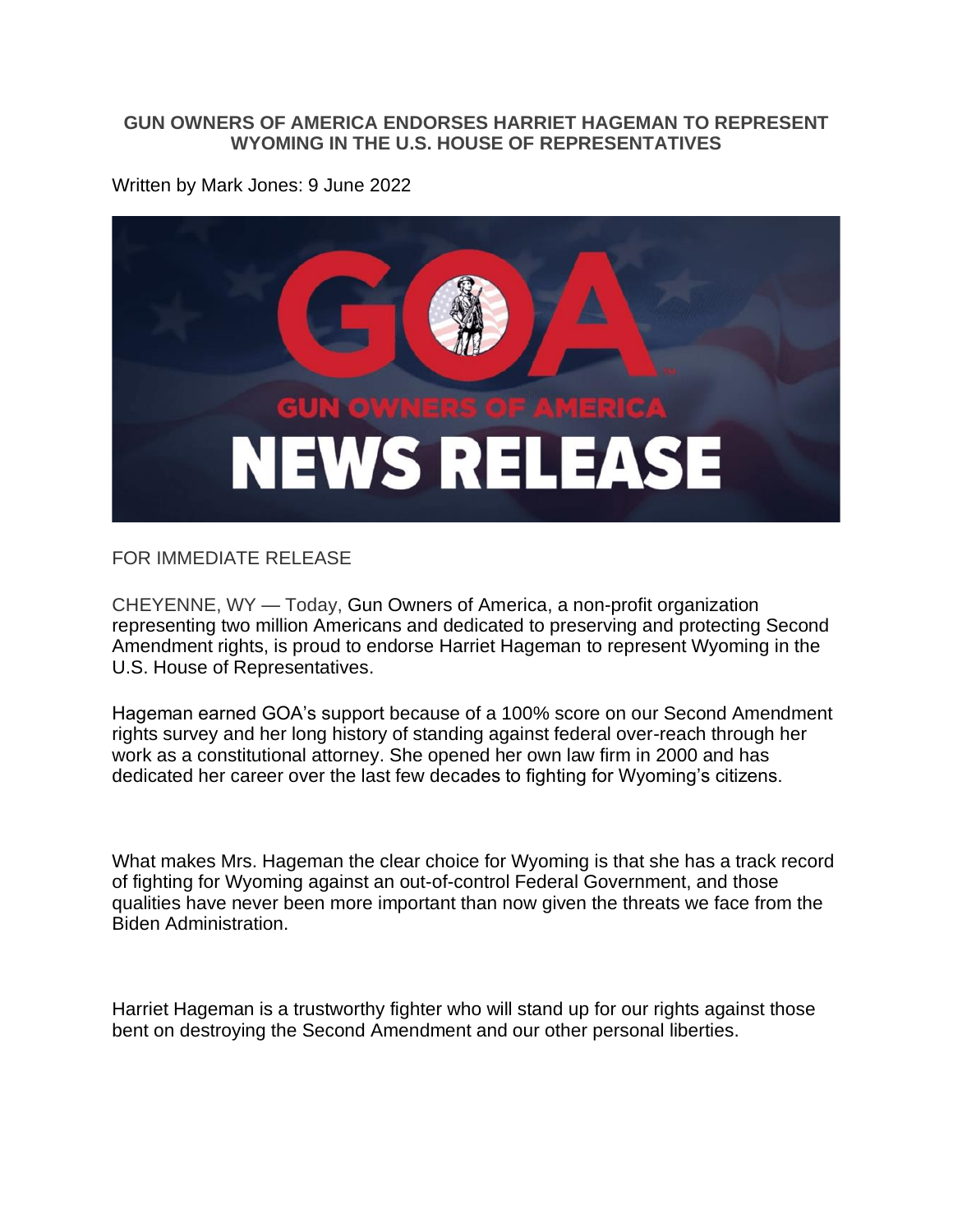**GUN OWNERS OF AMERICA ENDORSES HARRIET HAGEMAN TO REPRESENT WYOMING IN THE U.S. HOUSE OF REPRESENTATIVES**

Written by Mark Jones: 9 June 2022

FOR IMMEDIATE RELEASE

CHEYENNE, WY — Today, Gun Owners of America, a non-profit organization representing two million Americans and dedicated to preserving and protecting Second Amendment rights, is proud to endorse Harriet Hageman to represent Wyoming in the U.S. House of Representatives.

Hageman earned GOA's support because of a 100% score on our Second Amendment rights survey and her long history of standing against federal over-reach through her work as a constitutional attorney. She opened her own law firm in 2000 and has dedicated her career over the last few decades to fighting for Wyoming's citizens.

What makes Mrs. Hageman the clear choice for Wyoming is that she has a track record of fighting for Wyoming against an out-of-control Federal Government, and those qualities have never been more important than now given the threats we face from the Biden Administration.

Harriet Hageman is a trustworthy fighter who will stand up for our rights against those bent on destroying the Second Amendment and our other personal liberties.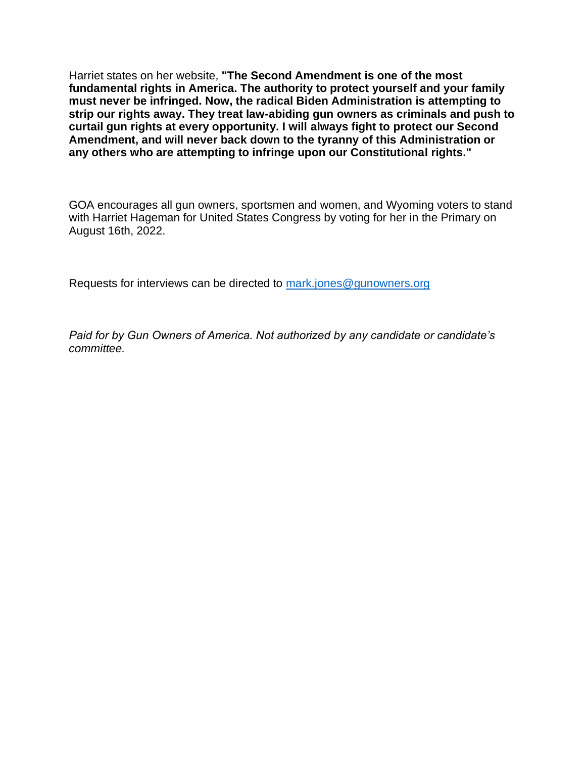Harriet states on her website, **"The Second Amendment is one of the most fundamental rights in America. The authority to protect yourself and your family must never be infringed. Now, the radical Biden Administration is attempting to strip our rights away. They treat law-abiding gun owners as criminals and push to curtail gun rights at every opportunity. I will always fight to protect our Second Amendment, and will never back down to the tyranny of this Administration or any others who are attempting to infringe upon our Constitutional rights."**

GOA encourages all gun owners, sportsmen and women, and Wyoming voters to stand with Harriet Hageman for United States Congress by voting for her in the Primary on August 16th, 2022.

Requests for interviews can be directed to [mark.jones@gunowners.org](mailto:mark.jones@gunowners.org)

*Paid for by Gun Owners of America. Not authorized by any candidate or candidate's committee.*